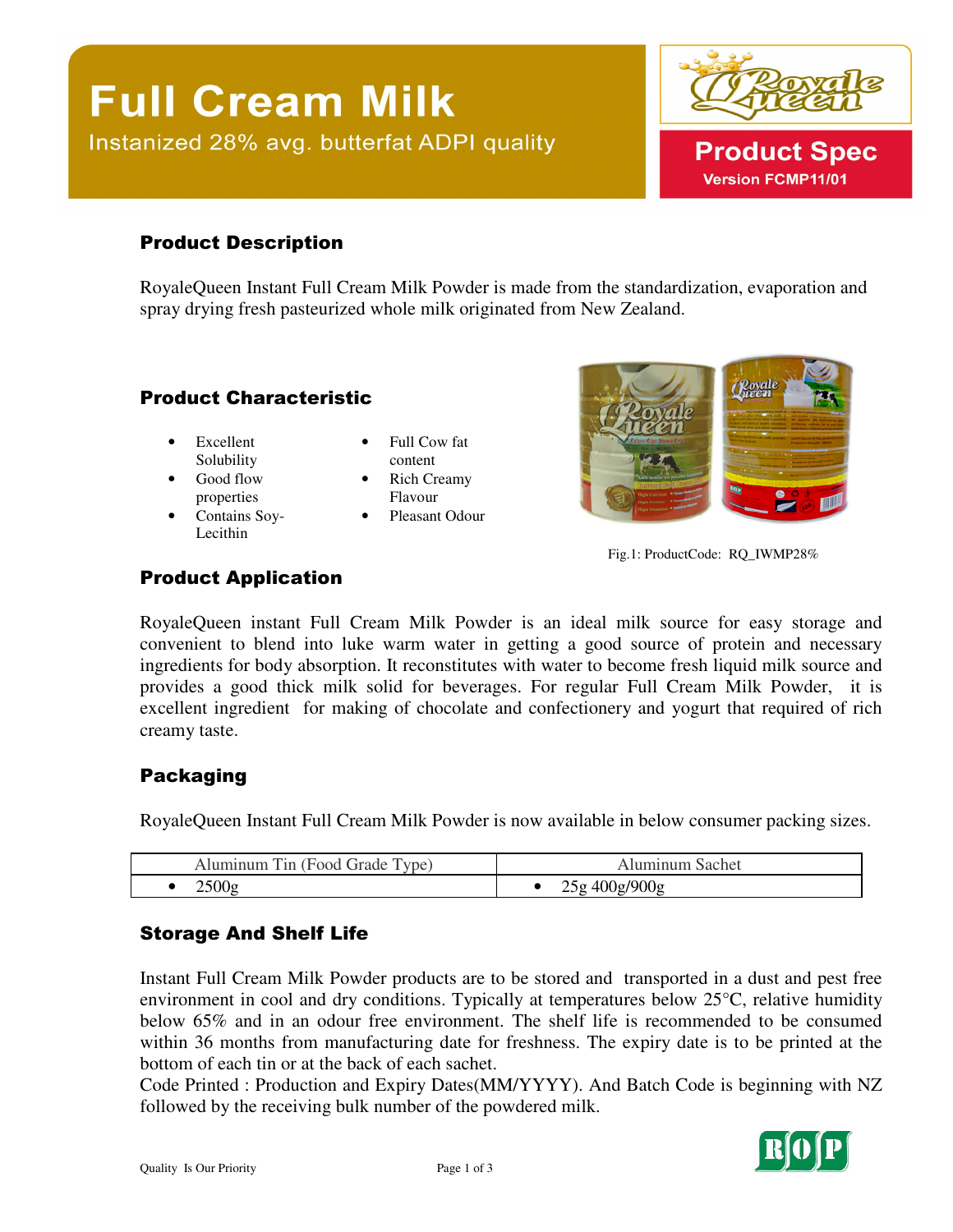# Full Cream Milk

Instanized 28% avg. butterfat ADPI quality

Product Spec

Version FCMP11/01

## Product Description

RoyaleQueen Instant Full Cream Milk Powder is made from the standardization, evaporation and spray drying fresh pasteurized whole milk originated from New Zealand.

## Product Characteristic

- Excellent Solubility
- Good flow properties
- Contains Soy-Lecithin
- Full Cow fat content
- Rich Creamy Flavour
- Pleasant Odour

Fig.1: ProductCode: RQ_IWMP28%

## Product Application

RoyaleQueen instant Full Cream Milk Powder is an ideal milk source for easy storage and convenient to blend into luke warm water in getting a good source of protein and necessary ingredients for body absorption. It reconstitutes with water to become fresh liquid milk source and provides a good thick milk solid for beverages. For regular Full Cream Milk Powder, it is excellent ingredient for making of chocolate and confectionery and yogurt that required of rich creamy taste.

## Packaging

RoyaleQueen Instant Full Cream Milk Powder is now available in below consumer packing sizes.

| Aluminum Tin (Food Grade Type) | Aluminum Sachet |
|---|---|
| • 2500g | • 25g 400g/900g |

## Storage And Shelf Life

Instant Full Cream Milk Powder products are to be stored and transported in a dust and pest free environment in cool and dry conditions. Typically at temperatures below 25°C, relative humidity below 65% and in an odour free environment. The shelf life is recommended to be consumed within 36 months from manufacturing date for freshness. The expiry date is to be printed at the bottom of each tin or at the back of each sachet.

Code Printed : Production and Expiry Dates(MM/YYYY). And Batch Code is beginning with NZ followed by the receiving bulk number of the powdered milk.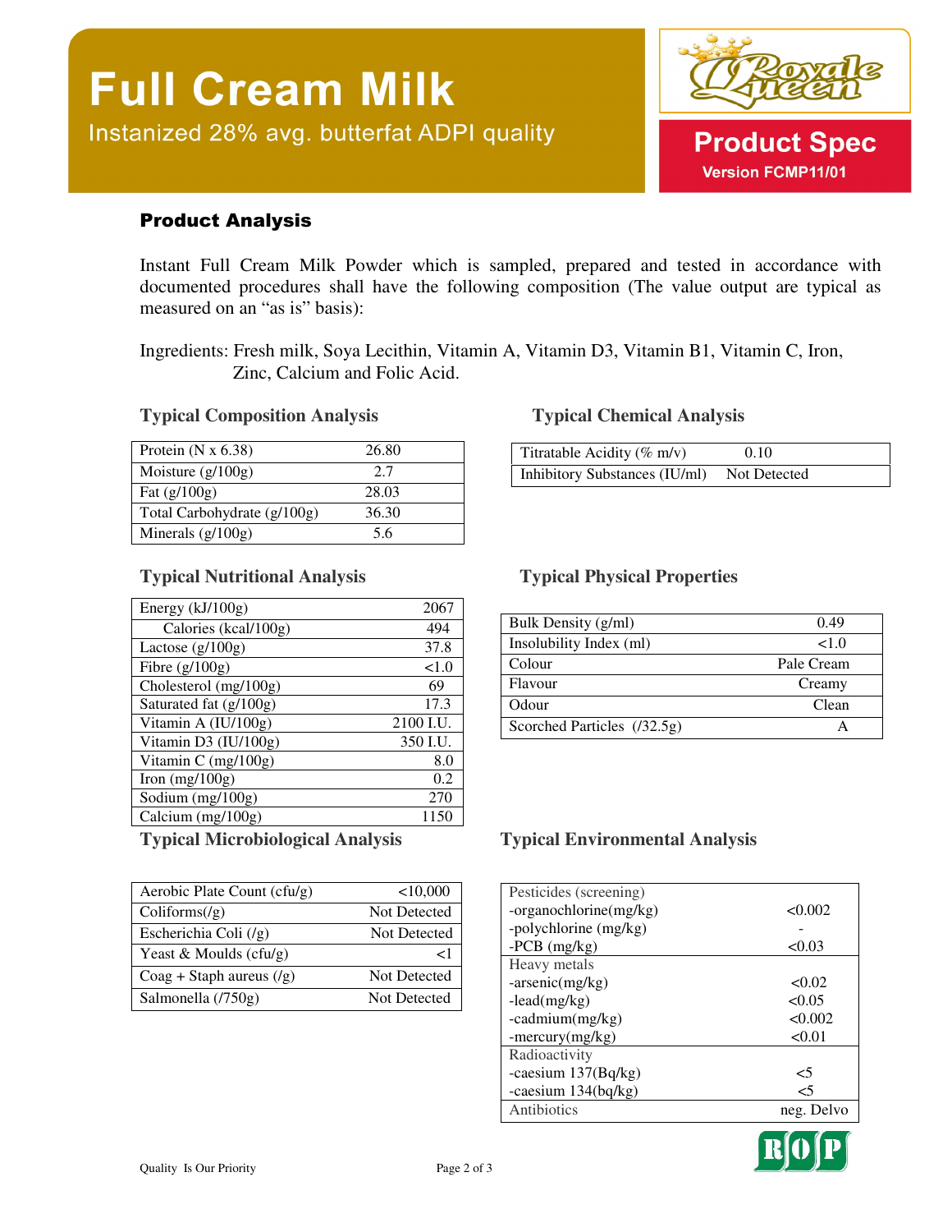# Full Cream Milk

Instanized 28% avg. butterfat ADPI quality

Product Spec

Version FCMP11/01

## Product Analysis

Instant Full Cream Milk Powder which is sampled, prepared and tested in accordance with documented procedures shall have the following composition (The value output are typical as measured on an "as is" basis):

Ingredients: Fresh milk, Soya Lecithin, Vitamin A, Vitamin D3, Vitamin B1, Vitamin C, Iron, Zinc, Calcium and Folic Acid.

### Typical Composition Analysis

| Protein (N x 6.38) | 26.80 |
|---|---|
| Moisture (g/100g) | 2.7 |
| Fat (g/100g) | 28.03 |
| Total Carbohydrate (g/100g) | 36.30 |
| Minerals (g/100g) | 5.6 |

### Typical Chemical Analysis

| Titratable Acidity (% m/v) | 0.10 |
|---|---|
| Inhibitory Substances (IU/ml) | Not Detected |

### Typical Nutritional Analysis

| Energy (kJ/100g) | 2067 |
|---|---|
| Calories (kcal/100g) | 494 |
| Lactose (g/100g) | 37.8 |
| Fibre (g/100g) | <1.0 |
| Cholesterol (mg/100g) | 69 |
| Saturated fat (g/100g) | 17.3 |
| Vitamin A (IU/100g) | 2100 I.U. |
| Vitamin D3 (IU/100g) | 350 I.U. |
| Vitamin C (mg/100g) | 8.0 |
| Iron (mg/100g) | 0.2 |
| Sodium (mg/100g) | 270 |
| Calcium (mg/100g) | 1150 |

### Typical Physical Properties

| Bulk Density (g/ml) | 0.49 |
|---|---|
| Insolubility Index (ml) | <1.0 |
| Colour | Pale Cream |
| Flavour | Creamy |
| Odour | Clean |
| Scorched Particles (/32.5g) | A |

### Typical Microbiological Analysis

| Aerobic Plate Count (cfu/g) | <10,000 |
|---|---|
| Coliforms(/g) | Not Detected |
| Escherichia Coli (/g) | Not Detected |
| Yeast & Moulds (cfu/g) | <1 |
| Coag + Staph aureus (/g) | Not Detected |
| Salmonella (/750g) | Not Detected |

### Typical Environmental Analysis

| Pesticides (screening) | |
|---|---|
| -organochlorine(mg/kg) | <0.002 |
| -polychlorine (mg/kg) | - |
| -PCB (mg/kg) | <0.03 |
| Heavy metals | |
| -arsenic(mg/kg) | <0.02 |
| -lead(mg/kg) | <0.05 |
| -cadmium(mg/kg) | <0.002 |
| -mercury(mg/kg) | <0.01 |
| Radioactivity | |
| -caesium 137(Bq/kg) | <5 |
| -caesium 134(bq/kg) | <5 |
| Antibiotics | neg. Delvo |

Quality Is Our Priority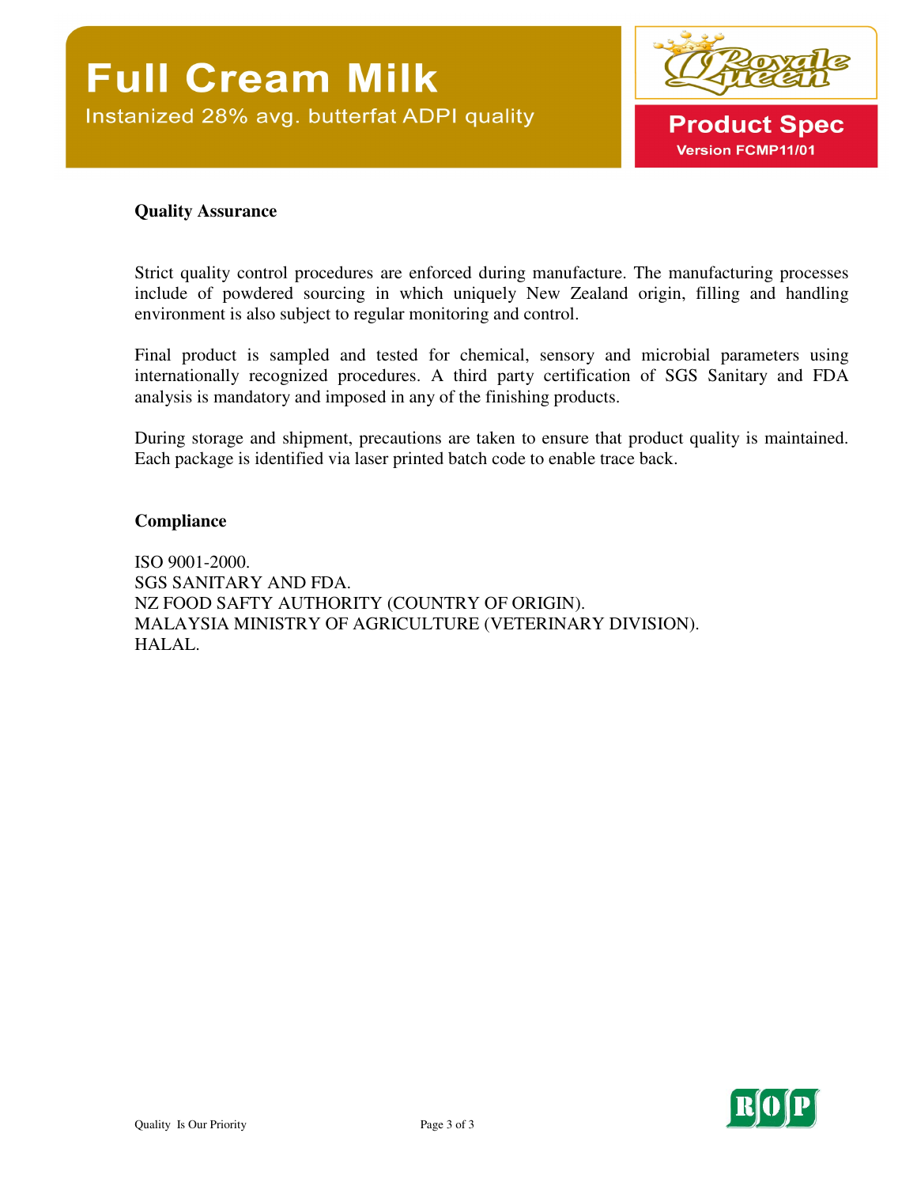# Full Cream Milk

Instanized 28% avg. butterfat ADPI quality

Product Spec
Version FCMP11/01

**Quality Assurance**

Strict quality control procedures are enforced during manufacture. The manufacturing processes include of powdered sourcing in which uniquely New Zealand origin, filling and handling environment is also subject to regular monitoring and control.

Final product is sampled and tested for chemical, sensory and microbial parameters using internationally recognized procedures. A third party certification of SGS Sanitary and FDA analysis is mandatory and imposed in any of the finishing products.

During storage and shipment, precautions are taken to ensure that product quality is maintained. Each package is identified via laser printed batch code to enable trace back.

**Compliance**

ISO 9001-2000.
SGS SANITARY AND FDA.
NZ FOOD SAFTY AUTHORITY (COUNTRY OF ORIGIN).
MALAYSIA MINISTRY OF AGRICULTURE (VETERINARY DIVISION).
HALAL.

Quality Is Our Priority